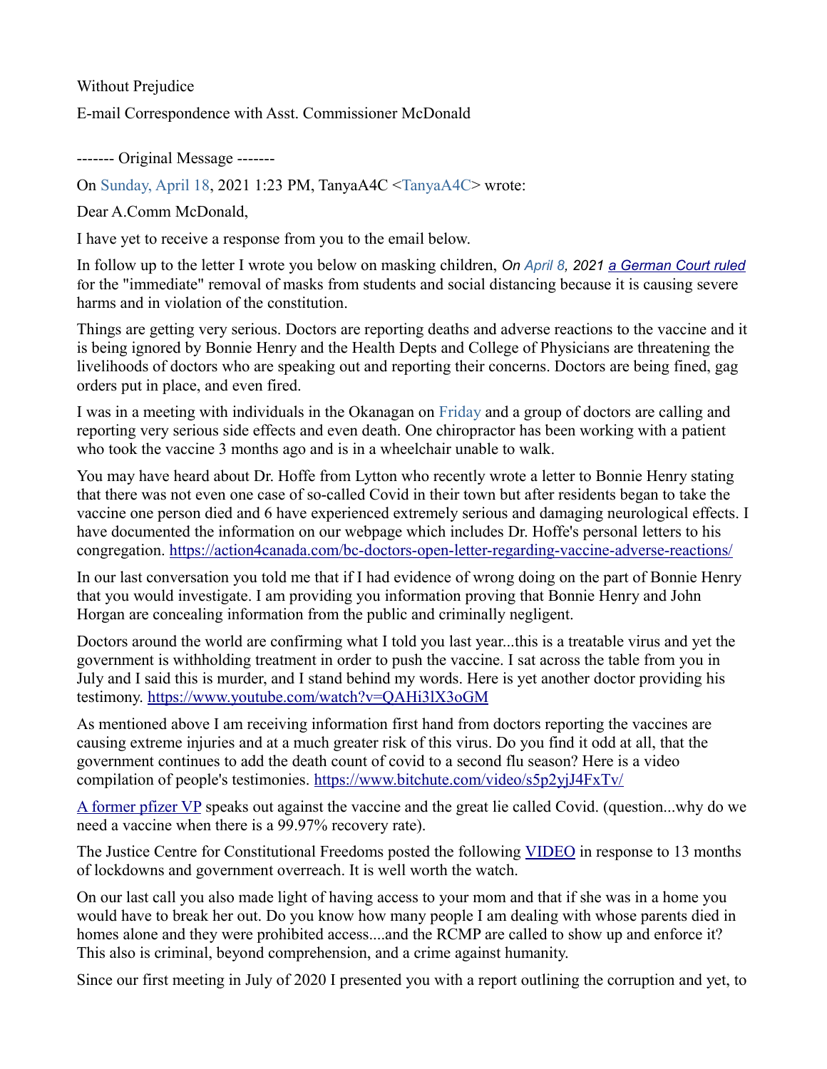Without Prejudice

E-mail Correspondence with Asst. Commissioner McDonald

------- Original Message -------

On Sunday, April 18, 2021 1:23 PM, TanyaA4C <TanyaA4C> wrote:

Dear A.Comm McDonald,

I have yet to receive a response from you to the email below.

In follow up to the letter I wrote you below on masking children, *On April 8, 2021 [a German Court ruled](#)* for the "immediate" removal of masks from students and social distancing because it is causing severe harms and in violation of the constitution.

Things are getting very serious. Doctors are reporting deaths and adverse reactions to the vaccine and it is being ignored by Bonnie Henry and the Health Depts and College of Physicians are threatening the livelihoods of doctors who are speaking out and reporting their concerns. Doctors are being fined, gag orders put in place, and even fired.

I was in a meeting with individuals in the Okanagan on Friday and a group of doctors are calling and reporting very serious side effects and even death. One chiropractor has been working with a patient who took the vaccine 3 months ago and is in a wheelchair unable to walk.

You may have heard about Dr. Hoffe from Lytton who recently wrote a letter to Bonnie Henry stating that there was not even one case of so-called Covid in their town but after residents began to take the vaccine one person died and 6 have experienced extremely serious and damaging neurological effects. I have documented the information on our webpage which includes Dr. Hoffe's personal letters to his congregation. https://action4canada.com/bc-doctors-open-letter-regarding-vaccine-adverse-reactions/

In our last conversation you told me that if I had evidence of wrong doing on the part of Bonnie Henry that you would investigate. I am providing you information proving that Bonnie Henry and John Horgan are concealing information from the public and criminally negligent.

Doctors around the world are confirming what I told you last year...this is a treatable virus and yet the government is withholding treatment in order to push the vaccine. I sat across the table from you in July and I said this is murder, and I stand behind my words. Here is yet another doctor providing his testimony. https://www.youtube.com/watch?v=QAHi3lX3oGM

As mentioned above I am receiving information first hand from doctors reporting the vaccines are causing extreme injuries and at a much greater risk of this virus. Do you find it odd at all, that the government continues to add the death count of covid to a second flu season? Here is a video compilation of people's testimonies. https://www.bitchute.com/video/s5p2yjJ4FxTv/

[A former pfizer VP](#) speaks out against the vaccine and the great lie called Covid. (question...why do we need a vaccine when there is a 99.97% recovery rate).

The Justice Centre for Constitutional Freedoms posted the following [VIDEO](#) in response to 13 months of lockdowns and government overreach. It is well worth the watch.

On our last call you also made light of having access to your mom and that if she was in a home you would have to break her out. Do you know how many people I am dealing with whose parents died in homes alone and they were prohibited access....and the RCMP are called to show up and enforce it? This also is criminal, beyond comprehension, and a crime against humanity.

Since our first meeting in July of 2020 I presented you with a report outlining the corruption and yet, to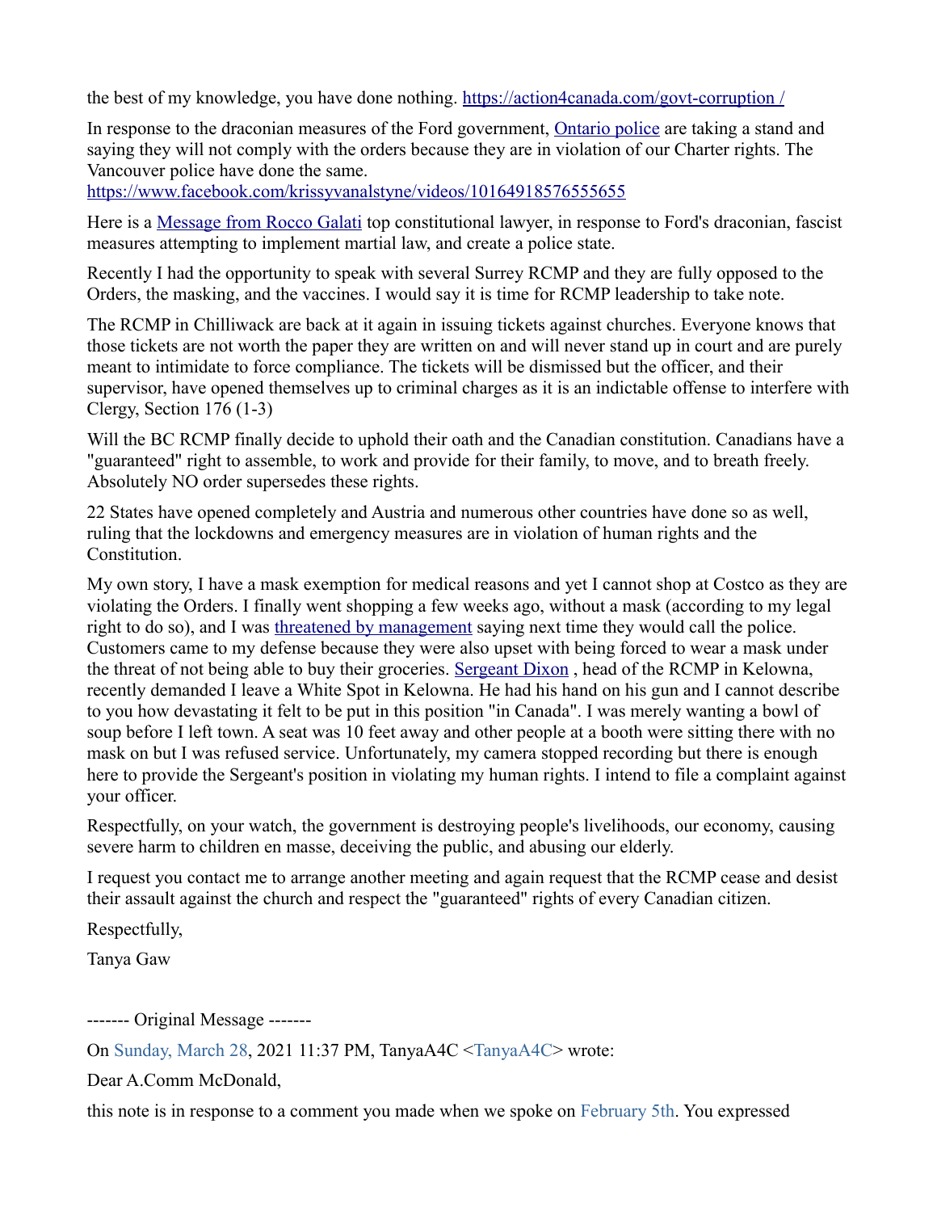the best of my knowledge, you have done nothing. [https://action4canada.com/govt-corruption /](https://action4canada.com/govt-corruption/)

In response to the draconian measures of the Ford government, [Ontario police](#) are taking a stand and saying they will not comply with the orders because they are in violation of our Charter rights. The Vancouver police have done the same.
[https://www.facebook.com/krissyvanalstyne/videos/10164918576555655](https://www.facebook.com/krissyvanalstyne/videos/10164918576555655)

Here is a [Message from Rocco Galati](#) top constitutional lawyer, in response to Ford's draconian, fascist measures attempting to implement martial law, and create a police state.

Recently I had the opportunity to speak with several Surrey RCMP and they are fully opposed to the Orders, the masking, and the vaccines. I would say it is time for RCMP leadership to take note.

The RCMP in Chilliwack are back at it again in issuing tickets against churches. Everyone knows that those tickets are not worth the paper they are written on and will never stand up in court and are purely meant to intimidate to force compliance. The tickets will be dismissed but the officer, and their supervisor, have opened themselves up to criminal charges as it is an indictable offense to interfere with Clergy, Section 176 (1-3)

Will the BC RCMP finally decide to uphold their oath and the Canadian constitution. Canadians have a "guaranteed" right to assemble, to work and provide for their family, to move, and to breath freely. Absolutely NO order supersedes these rights.

22 States have opened completely and Austria and numerous other countries have done so as well, ruling that the lockdowns and emergency measures are in violation of human rights and the Constitution.

My own story, I have a mask exemption for medical reasons and yet I cannot shop at Costco as they are violating the Orders. I finally went shopping a few weeks ago, without a mask (according to my legal right to do so), and I was [threatened by management](#) saying next time they would call the police. Customers came to my defense because they were also upset with being forced to wear a mask under the threat of not being able to buy their groceries. [Sergeant Dixon](#) , head of the RCMP in Kelowna, recently demanded I leave a White Spot in Kelowna. He had his hand on his gun and I cannot describe to you how devastating it felt to be put in this position "in Canada". I was merely wanting a bowl of soup before I left town. A seat was 10 feet away and other people at a booth were sitting there with no mask on but I was refused service. Unfortunately, my camera stopped recording but there is enough here to provide the Sergeant's position in violating my human rights. I intend to file a complaint against your officer.

Respectfully, on your watch, the government is destroying people's livelihoods, our economy, causing severe harm to children en masse, deceiving the public, and abusing our elderly.

I request you contact me to arrange another meeting and again request that the RCMP cease and desist their assault against the church and respect the "guaranteed" rights of every Canadian citizen.

Respectfully,

Tanya Gaw

------- Original Message -------

On Sunday, March 28, 2021 11:37 PM, TanyaA4C <TanyaA4C> wrote:

Dear A.Comm McDonald,

this note is in response to a comment you made when we spoke on February 5th. You expressed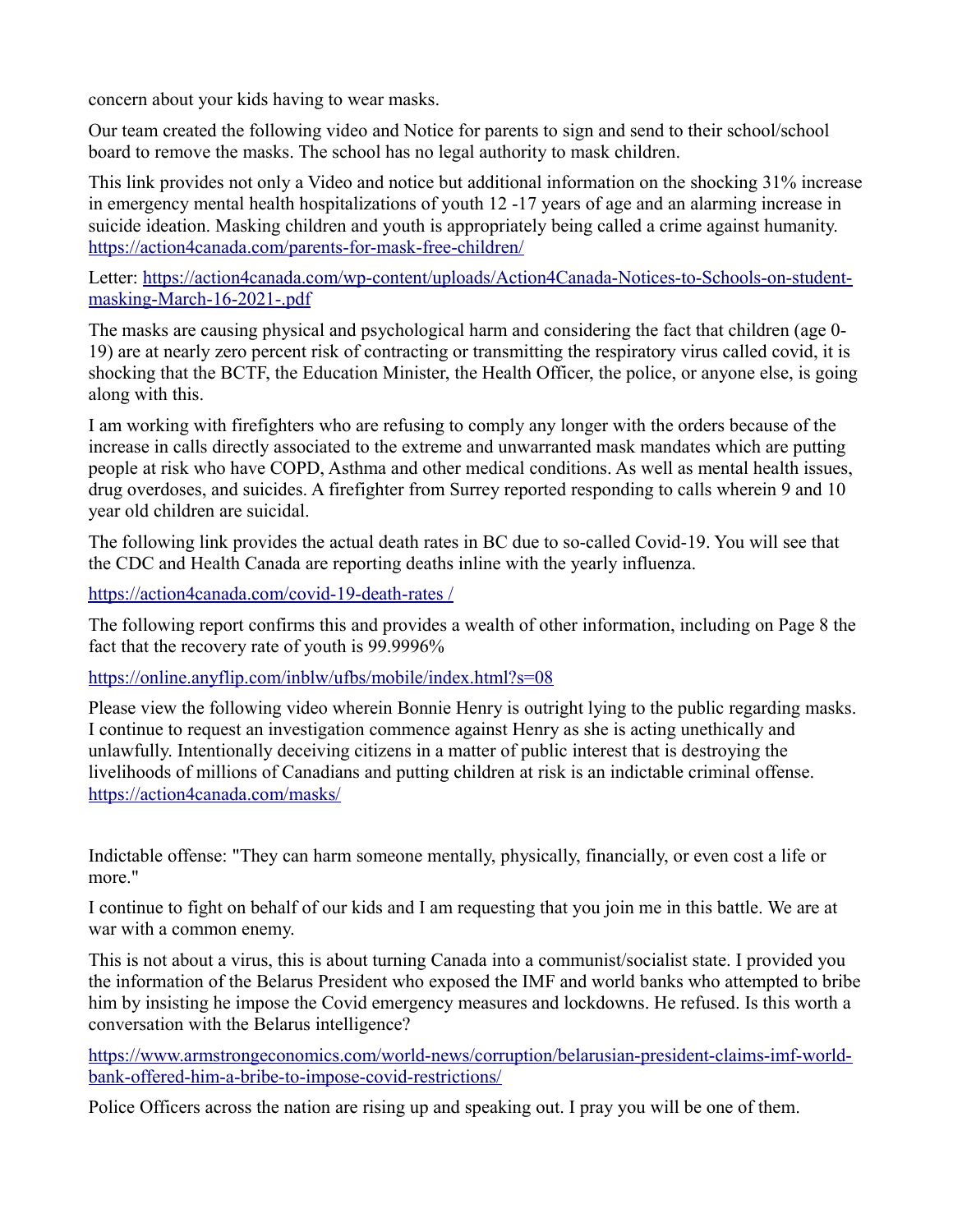concern about your kids having to wear masks.

Our team created the following video and Notice for parents to sign and send to their school/school board to remove the masks. The school has no legal authority to mask children.

This link provides not only a Video and notice but additional information on the shocking 31% increase in emergency mental health hospitalizations of youth 12 -17 years of age and an alarming increase in suicide ideation. Masking children and youth is appropriately being called a crime against humanity. https://action4canada.com/parents-for-mask-free-children/

Letter: https://action4canada.com/wp-content/uploads/Action4Canada-Notices-to-Schools-on-student-masking-March-16-2021-.pdf

The masks are causing physical and psychological harm and considering the fact that children (age 0-19) are at nearly zero percent risk of contracting or transmitting the respiratory virus called covid, it is shocking that the BCTF, the Education Minister, the Health Officer, the police, or anyone else, is going along with this.

I am working with firefighters who are refusing to comply any longer with the orders because of the increase in calls directly associated to the extreme and unwarranted mask mandates which are putting people at risk who have COPD, Asthma and other medical conditions. As well as mental health issues, drug overdoses, and suicides. A firefighter from Surrey reported responding to calls wherein 9 and 10 year old children are suicidal.

The following link provides the actual death rates in BC due to so-called Covid-19. You will see that the CDC and Health Canada are reporting deaths inline with the yearly influenza.

https://action4canada.com/covid-19-death-rates /

The following report confirms this and provides a wealth of other information, including on Page 8 the fact that the recovery rate of youth is 99.9996%

https://online.anyflip.com/inblw/ufbs/mobile/index.html?s=08

Please view the following video wherein Bonnie Henry is outright lying to the public regarding masks. I continue to request an investigation commence against Henry as she is acting unethically and unlawfully. Intentionally deceiving citizens in a matter of public interest that is destroying the livelihoods of millions of Canadians and putting children at risk is an indictable criminal offense. https://action4canada.com/masks/

Indictable offense: "They can harm someone mentally, physically, financially, or even cost a life or more."

I continue to fight on behalf of our kids and I am requesting that you join me in this battle. We are at war with a common enemy.

This is not about a virus, this is about turning Canada into a communist/socialist state. I provided you the information of the Belarus President who exposed the IMF and world banks who attempted to bribe him by insisting he impose the Covid emergency measures and lockdowns. He refused. Is this worth a conversation with the Belarus intelligence?

https://www.armstrongeconomics.com/world-news/corruption/belarusian-president-claims-imf-world-bank-offered-him-a-bribe-to-impose-covid-restrictions/

Police Officers across the nation are rising up and speaking out. I pray you will be one of them.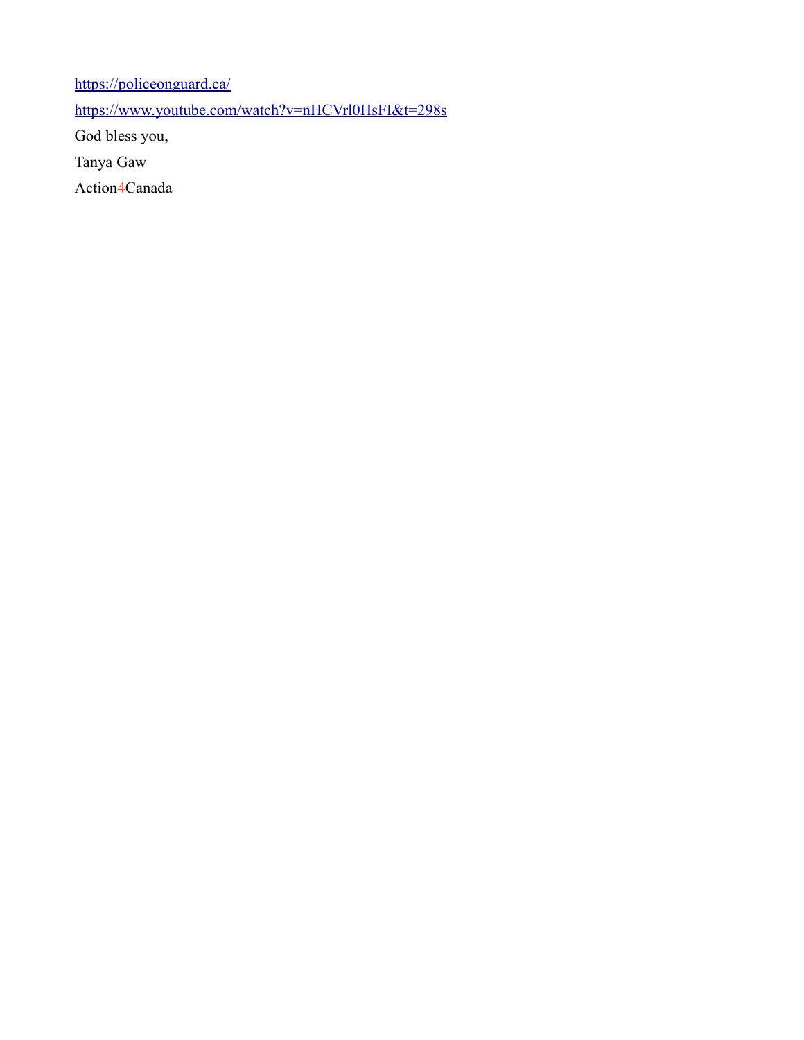https://policeonguard.ca/

https://www.youtube.com/watch?v=nHCVrl0HsFI&t=298s

God bless you,

Tanya Gaw

Action4Canada